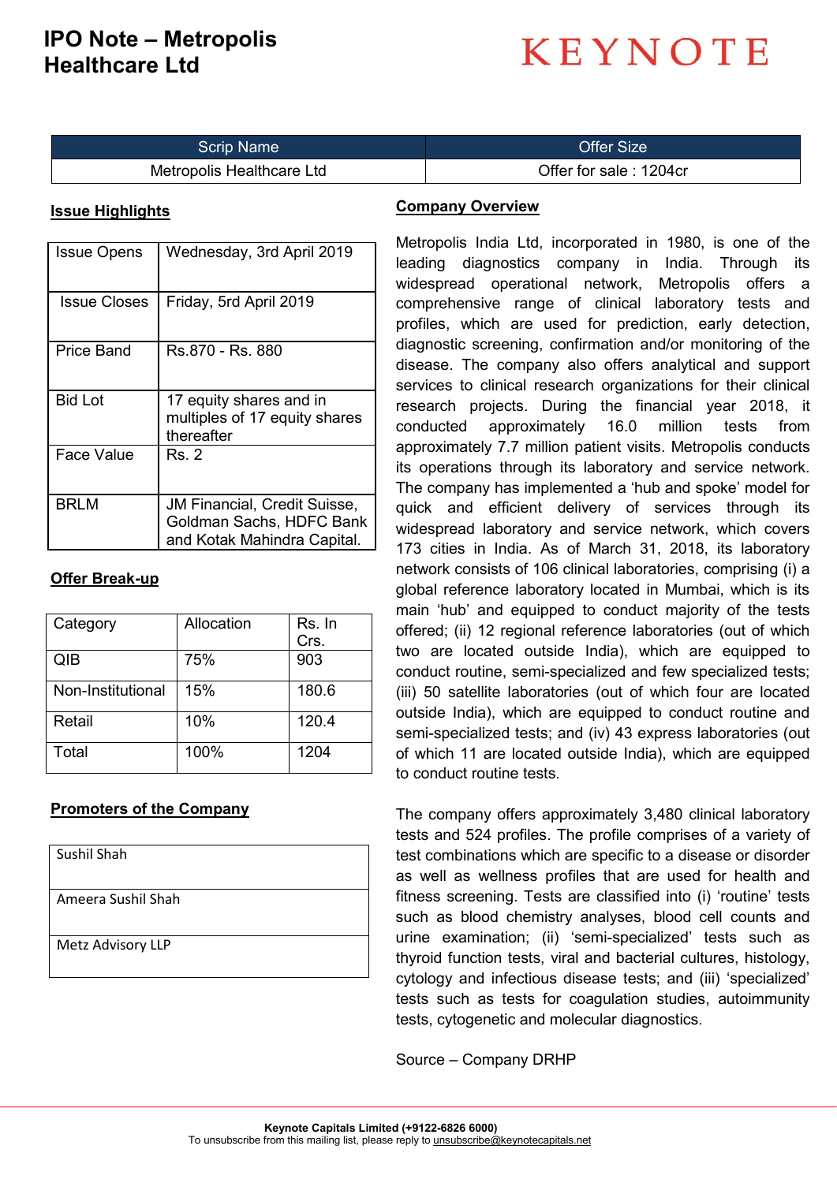# IPO Note – Metropolis Healthcare Ltd

KEYNOTE

| Scrip Name | Offer Size |
|---|---|
| Metropolis Healthcare Ltd | Offer for sale : 1204cr |

## Issue Highlights

| | |
|---|---|
| Issue Opens | Wednesday, 3rd April 2019 |
| Issue Closes | Friday, 5rd April 2019 |
| Price Band | Rs.870 - Rs. 880 |
| Bid Lot | 17 equity shares and in multiples of 17 equity shares thereafter |
| Face Value | Rs. 2 |
| BRLM | JM Financial, Credit Suisse, Goldman Sachs, HDFC Bank and Kotak Mahindra Capital. |

## Offer Break-up

| Category | Allocation | Rs. In Crs. |
|---|---|---|
| QIB | 75% | 903 |
| Non-Institutional | 15% | 180.6 |
| Retail | 10% | 120.4 |
| Total | 100% | 1204 |

## Promoters of the Company

| |
|---|
| Sushil Shah |
| Ameera Sushil Shah |
| Metz Advisory LLP |

## Company Overview

Metropolis India Ltd, incorporated in 1980, is one of the leading diagnostics company in India. Through its widespread operational network, Metropolis offers a comprehensive range of clinical laboratory tests and profiles, which are used for prediction, early detection, diagnostic screening, confirmation and/or monitoring of the disease. The company also offers analytical and support services to clinical research organizations for their clinical research projects. During the financial year 2018, it conducted approximately 16.0 million tests from approximately 7.7 million patient visits. Metropolis conducts its operations through its laboratory and service network. The company has implemented a 'hub and spoke' model for quick and efficient delivery of services through its widespread laboratory and service network, which covers 173 cities in India. As of March 31, 2018, its laboratory network consists of 106 clinical laboratories, comprising (i) a global reference laboratory located in Mumbai, which is its main 'hub' and equipped to conduct majority of the tests offered; (ii) 12 regional reference laboratories (out of which two are located outside India), which are equipped to conduct routine, semi-specialized and few specialized tests; (iii) 50 satellite laboratories (out of which four are located outside India), which are equipped to conduct routine and semi-specialized tests; and (iv) 43 express laboratories (out of which 11 are located outside India), which are equipped to conduct routine tests.

The company offers approximately 3,480 clinical laboratory tests and 524 profiles. The profile comprises of a variety of test combinations which are specific to a disease or disorder as well as wellness profiles that are used for health and fitness screening. Tests are classified into (i) 'routine' tests such as blood chemistry analyses, blood cell counts and urine examination; (ii) 'semi-specialized' tests such as thyroid function tests, viral and bacterial cultures, histology, cytology and infectious disease tests; and (iii) 'specialized' tests such as tests for coagulation studies, autoimmunity tests, cytogenetic and molecular diagnostics.

Source – Company DRHP

**Keynote Capitals Limited (+9122-6826 6000)**
To unsubscribe from this mailing list, please reply to unsubscribe@keynotecapitals.net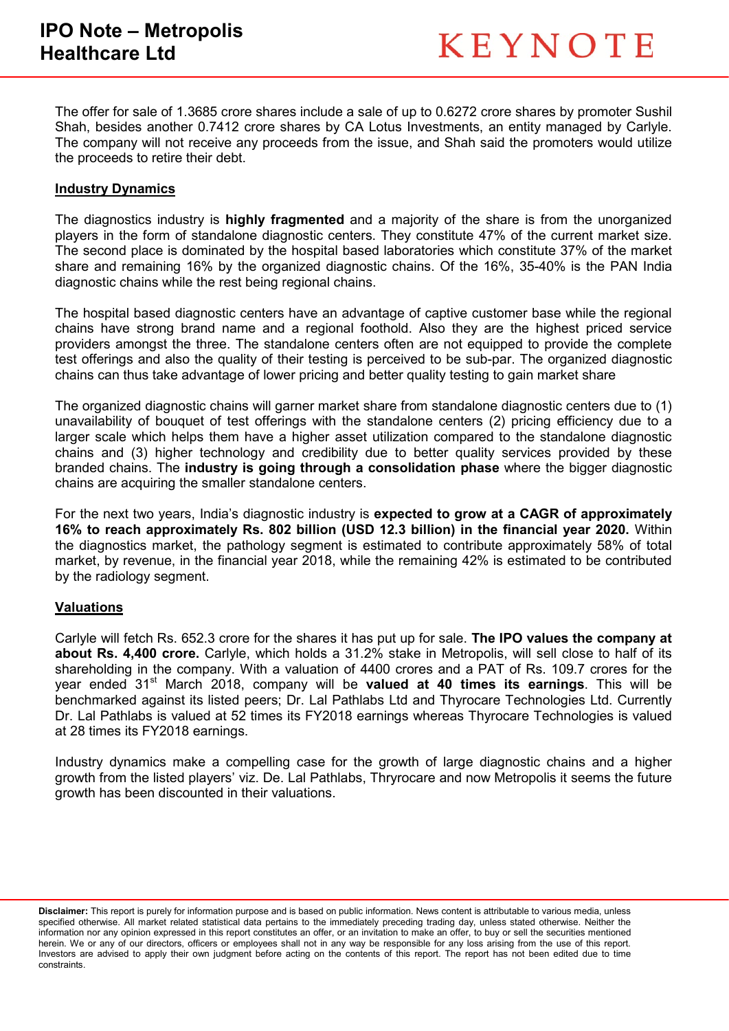The offer for sale of 1.3685 crore shares include a sale of up to 0.6272 crore shares by promoter Sushil Shah, besides another 0.7412 crore shares by CA Lotus Investments, an entity managed by Carlyle. The company will not receive any proceeds from the issue, and Shah said the promoters would utilize the proceeds to retire their debt.

## Industry Dynamics

The diagnostics industry is **highly fragmented** and a majority of the share is from the unorganized players in the form of standalone diagnostic centers. They constitute 47% of the current market size. The second place is dominated by the hospital based laboratories which constitute 37% of the market share and remaining 16% by the organized diagnostic chains. Of the 16%, 35-40% is the PAN India diagnostic chains while the rest being regional chains.

The hospital based diagnostic centers have an advantage of captive customer base while the regional chains have strong brand name and a regional foothold. Also they are the highest priced service providers amongst the three. The standalone centers often are not equipped to provide the complete test offerings and also the quality of their testing is perceived to be sub-par. The organized diagnostic chains can thus take advantage of lower pricing and better quality testing to gain market share

The organized diagnostic chains will garner market share from standalone diagnostic centers due to (1) unavailability of bouquet of test offerings with the standalone centers (2) pricing efficiency due to a larger scale which helps them have a higher asset utilization compared to the standalone diagnostic chains and (3) higher technology and credibility due to better quality services provided by these branded chains. The **industry is going through a consolidation phase** where the bigger diagnostic chains are acquiring the smaller standalone centers.

For the next two years, India's diagnostic industry is **expected to grow at a CAGR of approximately 16% to reach approximately Rs. 802 billion (USD 12.3 billion) in the financial year 2020.** Within the diagnostics market, the pathology segment is estimated to contribute approximately 58% of total market, by revenue, in the financial year 2018, while the remaining 42% is estimated to be contributed by the radiology segment.

## Valuations

Carlyle will fetch Rs. 652.3 crore for the shares it has put up for sale. **The IPO values the company at about Rs. 4,400 crore.** Carlyle, which holds a 31.2% stake in Metropolis, will sell close to half of its shareholding in the company. With a valuation of 4400 crores and a PAT of Rs. 109.7 crores for the year ended 31st March 2018, company will be **valued at 40 times its earnings**. This will be benchmarked against its listed peers; Dr. Lal Pathlabs Ltd and Thyrocare Technologies Ltd. Currently Dr. Lal Pathlabs is valued at 52 times its FY2018 earnings whereas Thyrocare Technologies is valued at 28 times its FY2018 earnings.

Industry dynamics make a compelling case for the growth of large diagnostic chains and a higher growth from the listed players' viz. De. Lal Pathlabs, Thryrocare and now Metropolis it seems the future growth has been discounted in their valuations.

**Disclaimer:** This report is purely for information purpose and is based on public information. News content is attributable to various media, unless specified otherwise. All market related statistical data pertains to the immediately preceding trading day, unless stated otherwise. Neither the information nor any opinion expressed in this report constitutes an offer, or an invitation to make an offer, to buy or sell the securities mentioned herein. We or any of our directors, officers or employees shall not in any way be responsible for any loss arising from the use of this report. Investors are advised to apply their own judgment before acting on the contents of this report. The report has not been edited due to time constraints.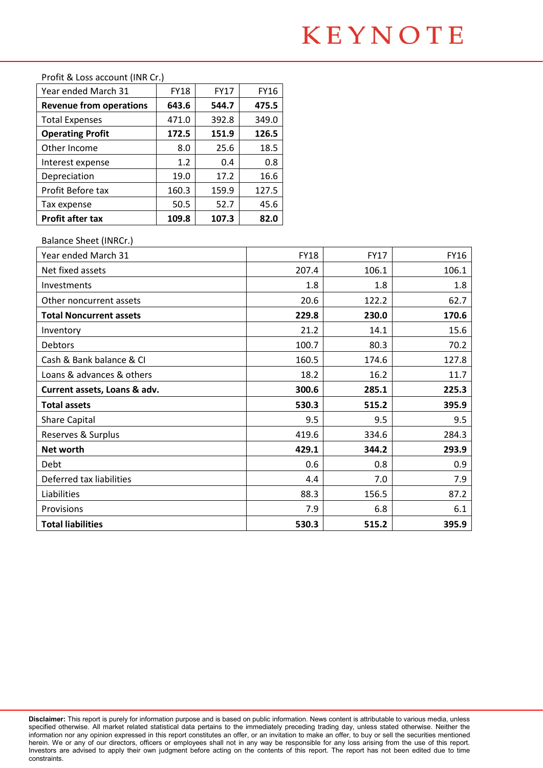Profit & Loss account (INR Cr.)

| Year ended March 31 | FY18 | FY17 | FY16 |
|---|---|---|---|
| **Revenue from operations** | **643.6** | **544.7** | **475.5** |
| Total Expenses | 471.0 | 392.8 | 349.0 |
| **Operating Profit** | **172.5** | **151.9** | **126.5** |
| Other Income | 8.0 | 25.6 | 18.5 |
| Interest expense | 1.2 | 0.4 | 0.8 |
| Depreciation | 19.0 | 17.2 | 16.6 |
| Profit Before tax | 160.3 | 159.9 | 127.5 |
| Tax expense | 50.5 | 52.7 | 45.6 |
| **Profit after tax** | **109.8** | **107.3** | **82.0** |

Balance Sheet (INRCr.)

| Year ended March 31 | FY18 | FY17 | FY16 |
|---|---|---|---|
| Net fixed assets | 207.4 | 106.1 | 106.1 |
| Investments | 1.8 | 1.8 | 1.8 |
| Other noncurrent assets | 20.6 | 122.2 | 62.7 |
| **Total Noncurrent assets** | **229.8** | **230.0** | **170.6** |
| Inventory | 21.2 | 14.1 | 15.6 |
| Debtors | 100.7 | 80.3 | 70.2 |
| Cash & Bank balance & CI | 160.5 | 174.6 | 127.8 |
| Loans & advances & others | 18.2 | 16.2 | 11.7 |
| **Current assets, Loans & adv.** | **300.6** | **285.1** | **225.3** |
| **Total assets** | **530.3** | **515.2** | **395.9** |
| Share Capital | 9.5 | 9.5 | 9.5 |
| Reserves & Surplus | 419.6 | 334.6 | 284.3 |
| **Net worth** | **429.1** | **344.2** | **293.9** |
| Debt | 0.6 | 0.8 | 0.9 |
| Deferred tax liabilities | 4.4 | 7.0 | 7.9 |
| Liabilities | 88.3 | 156.5 | 87.2 |
| Provisions | 7.9 | 6.8 | 6.1 |
| **Total liabilities** | **530.3** | **515.2** | **395.9** |

**Disclaimer:** This report is purely for information purpose and is based on public information. News content is attributable to various media, unless specified otherwise. All market related statistical data pertains to the immediately preceding trading day, unless stated otherwise. Neither the information nor any opinion expressed in this report constitutes an offer, or an invitation to make an offer, to buy or sell the securities mentioned herein. We or any of our directors, officers or employees shall not in any way be responsible for any loss arising from the use of this report. Investors are advised to apply their own judgment before acting on the contents of this report. The report has not been edited due to time constraints.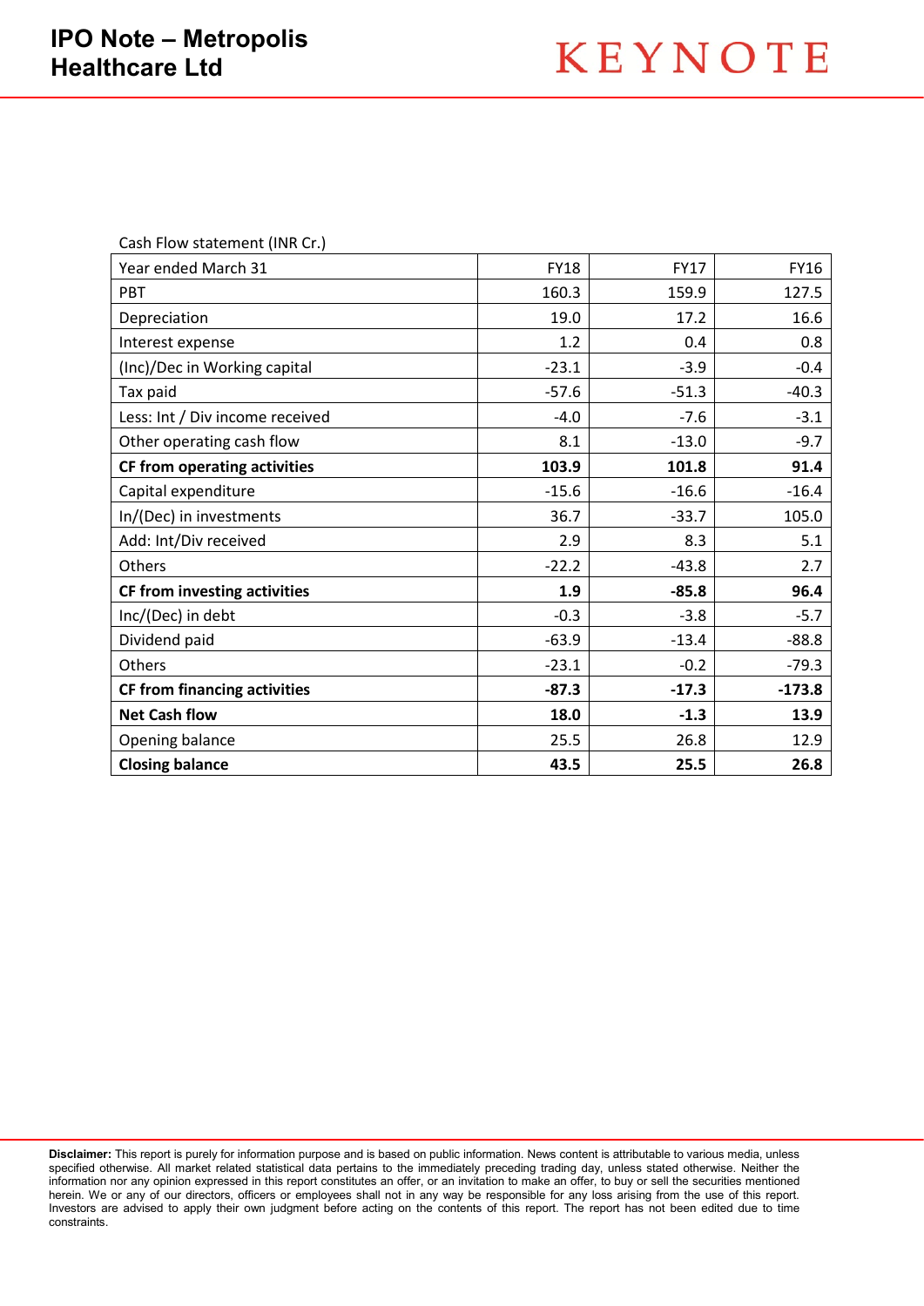Cash Flow statement (INR Cr.)

| Year ended March 31 | FY18 | FY17 | FY16 |
|---|---|---|---|
| PBT | 160.3 | 159.9 | 127.5 |
| Depreciation | 19.0 | 17.2 | 16.6 |
| Interest expense | 1.2 | 0.4 | 0.8 |
| (Inc)/Dec in Working capital | -23.1 | -3.9 | -0.4 |
| Tax paid | -57.6 | -51.3 | -40.3 |
| Less: Int / Div income received | -4.0 | -7.6 | -3.1 |
| Other operating cash flow | 8.1 | -13.0 | -9.7 |
| **CF from operating activities** | **103.9** | **101.8** | **91.4** |
| Capital expenditure | -15.6 | -16.6 | -16.4 |
| In/(Dec) in investments | 36.7 | -33.7 | 105.0 |
| Add: Int/Div received | 2.9 | 8.3 | 5.1 |
| Others | -22.2 | -43.8 | 2.7 |
| **CF from investing activities** | **1.9** | **-85.8** | **96.4** |
| Inc/(Dec) in debt | -0.3 | -3.8 | -5.7 |
| Dividend paid | -63.9 | -13.4 | -88.8 |
| Others | -23.1 | -0.2 | -79.3 |
| **CF from financing activities** | **-87.3** | **-17.3** | **-173.8** |
| **Net Cash flow** | **18.0** | **-1.3** | **13.9** |
| Opening balance | 25.5 | 26.8 | 12.9 |
| **Closing balance** | **43.5** | **25.5** | **26.8** |

**Disclaimer:** This report is purely for information purpose and is based on public information. News content is attributable to various media, unless specified otherwise. All market related statistical data pertains to the immediately preceding trading day, unless stated otherwise. Neither the information nor any opinion expressed in this report constitutes an offer, or an invitation to make an offer, to buy or sell the securities mentioned herein. We or any of our directors, officers or employees shall not in any way be responsible for any loss arising from the use of this report. Investors are advised to apply their own judgment before acting on the contents of this report. The report has not been edited due to time constraints.